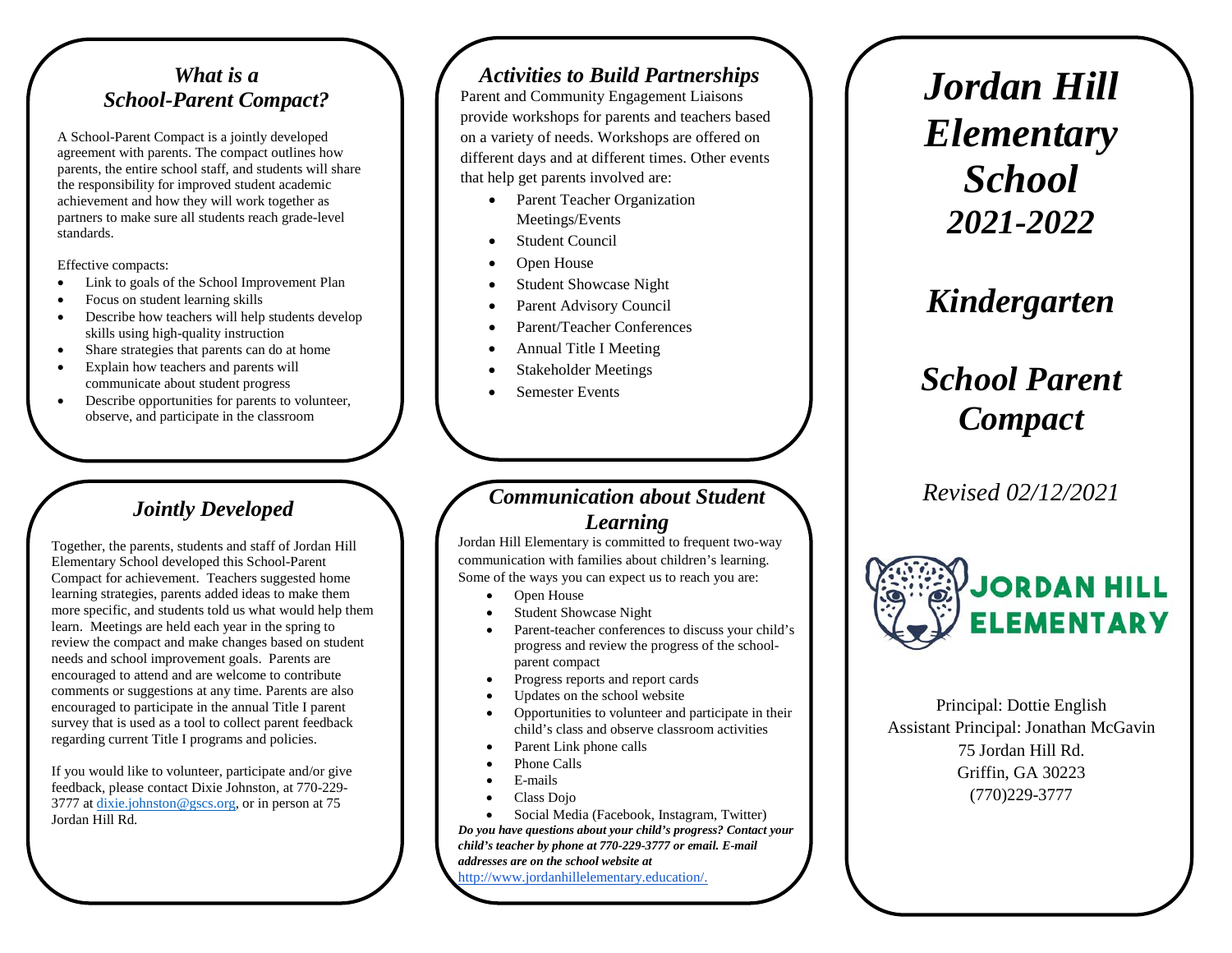## *What is a School-Parent Compact?*

A School-Parent Compact is a jointly developed agreement with parents. The compact outlines how parents, the entire school staff, and students will share the responsibility for improved student academic achievement and how they will work together as partners to make sure all students reach grade-level standards.

Effective compacts:

- Link to goals of the School Improvement Plan
- Focus on student learning skills
- Describe how teachers will help students develop skills using high-quality instruction
- Share strategies that parents can do at home
- Explain how teachers and parents will communicate about student progress
- Describe opportunities for parents to volunteer, observe, and participate in the classroom

## *Jointly Developed*

Together, the parents, students and staff of Jordan Hill Elementary School developed this School-Parent Compact for achievement. Teachers suggested home learning strategies, parents added ideas to make them more specific, and students told us what would help them learn. Meetings are held each year in the spring to review the compact and make changes based on student needs and school improvement goals. Parents are encouraged to attend and are welcome to contribute comments or suggestions at any time. Parents are also encouraged to participate in the annual Title I parent survey that is used as a tool to collect parent feedback regarding current Title I programs and policies.

If you would like to volunteer, participate and/or give feedback, please contact Dixie Johnston, at 770-229-3777 at dixie.johnston@gscs.org, or in person at 75 Jordan Hill Rd.

## *Activities to Build Partnerships*

Parent and Community Engagement Liaisons provide workshops for parents and teachers based on a variety of needs. Workshops are offered on different days and at different times. Other events that help get parents involved are:

- Parent Teacher Organization Meetings/Events
- Student Council
- Open House
- Student Showcase Night
- Parent Advisory Council
- Parent/Teacher Conferences
- Annual Title I Meeting
- Stakeholder Meetings
- Semester Events

## *Communication about Student Learning*

Jordan Hill Elementary is committed to frequent two-way communication with families about children's learning. Some of the ways you can expect us to reach you are:

- Open House
- Student Showcase Night
- Parent-teacher conferences to discuss your child's progress and review the progress of the school-parent compact
- Progress reports and report cards
- Updates on the school website
- Opportunities to volunteer and participate in their child's class and observe classroom activities
- Parent Link phone calls
- Phone Calls
- E-mails
- Class Dojo
- Social Media (Facebook, Instagram, Twitter)

***Do you have questions about your child's progress? Contact your child's teacher by phone at 770-229-3777 or email. E-mail addresses are on the school website at*** http://www.jordanhillelementary.education/.

# *Jordan Hill Elementary School 2021-2022*

# *Kindergarten*

# *School Parent Compact*

*Revised 02/12/2021*

JORDAN HILL ELEMENTARY

Principal: Dottie English
Assistant Principal: Jonathan McGavin
75 Jordan Hill Rd.
Griffin, GA 30223
(770)229-3777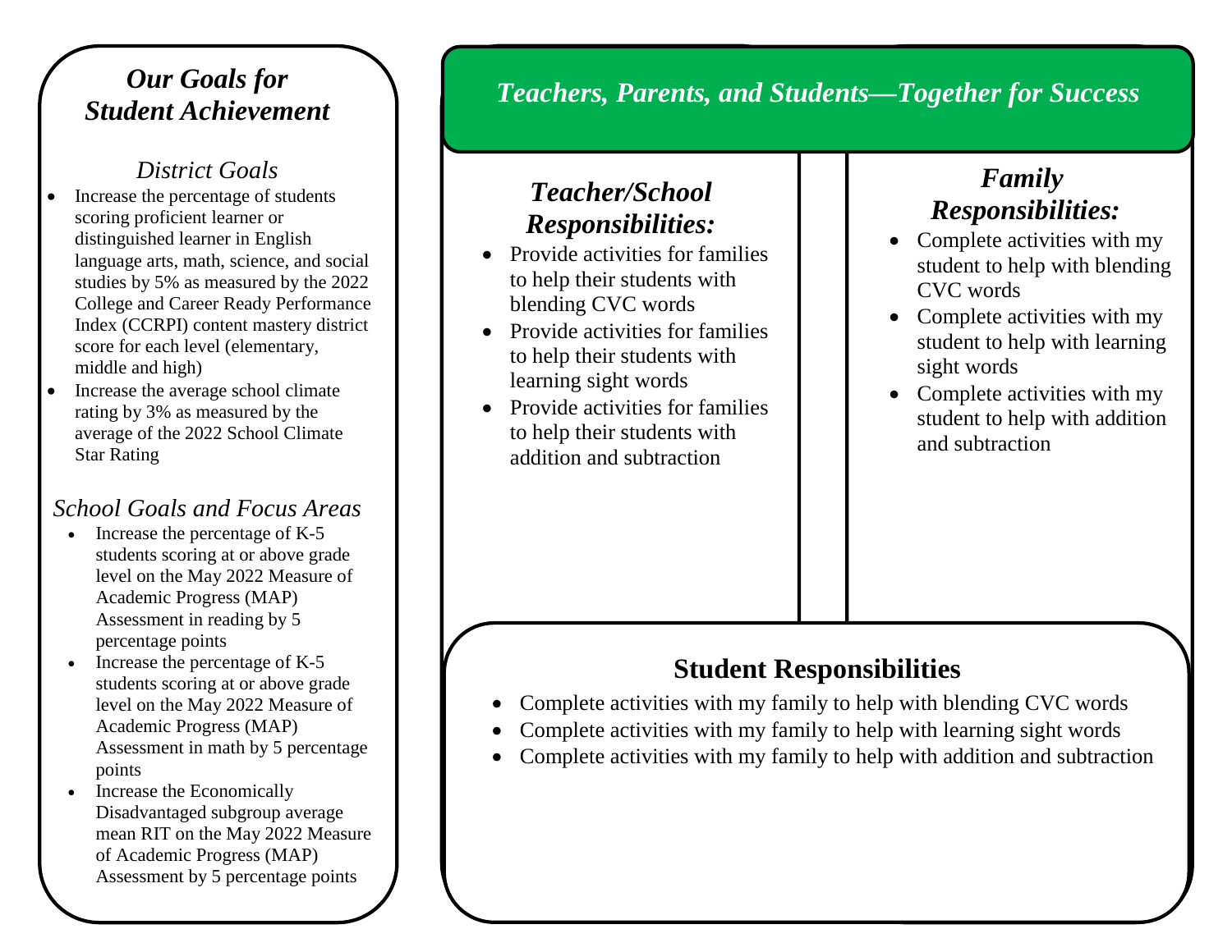# *Our Goals for Student Achievement*

## *District Goals*

- Increase the percentage of students scoring proficient learner or distinguished learner in English language arts, math, science, and social studies by 5% as measured by the 2022 College and Career Ready Performance Index (CCRPI) content mastery district score for each level (elementary, middle and high)
- Increase the average school climate rating by 3% as measured by the average of the 2022 School Climate Star Rating

## *School Goals and Focus Areas*

- Increase the percentage of K-5 students scoring at or above grade level on the May 2022 Measure of Academic Progress (MAP) Assessment in reading by 5 percentage points
- Increase the percentage of K-5 students scoring at or above grade level on the May 2022 Measure of Academic Progress (MAP) Assessment in math by 5 percentage points
- Increase the Economically Disadvantaged subgroup average mean RIT on the May 2022 Measure of Academic Progress (MAP) Assessment by 5 percentage points

# *Teachers, Parents, and Students—Together for Success*

## *Teacher/School Responsibilities:*

- Provide activities for families to help their students with blending CVC words
- Provide activities for families to help their students with learning sight words
- Provide activities for families to help their students with addition and subtraction

## *Family Responsibilities:*

- Complete activities with my student to help with blending CVC words
- Complete activities with my student to help with learning sight words
- Complete activities with my student to help with addition and subtraction

## **Student Responsibilities**

- Complete activities with my family to help with blending CVC words
- Complete activities with my family to help with learning sight words
- Complete activities with my family to help with addition and subtraction